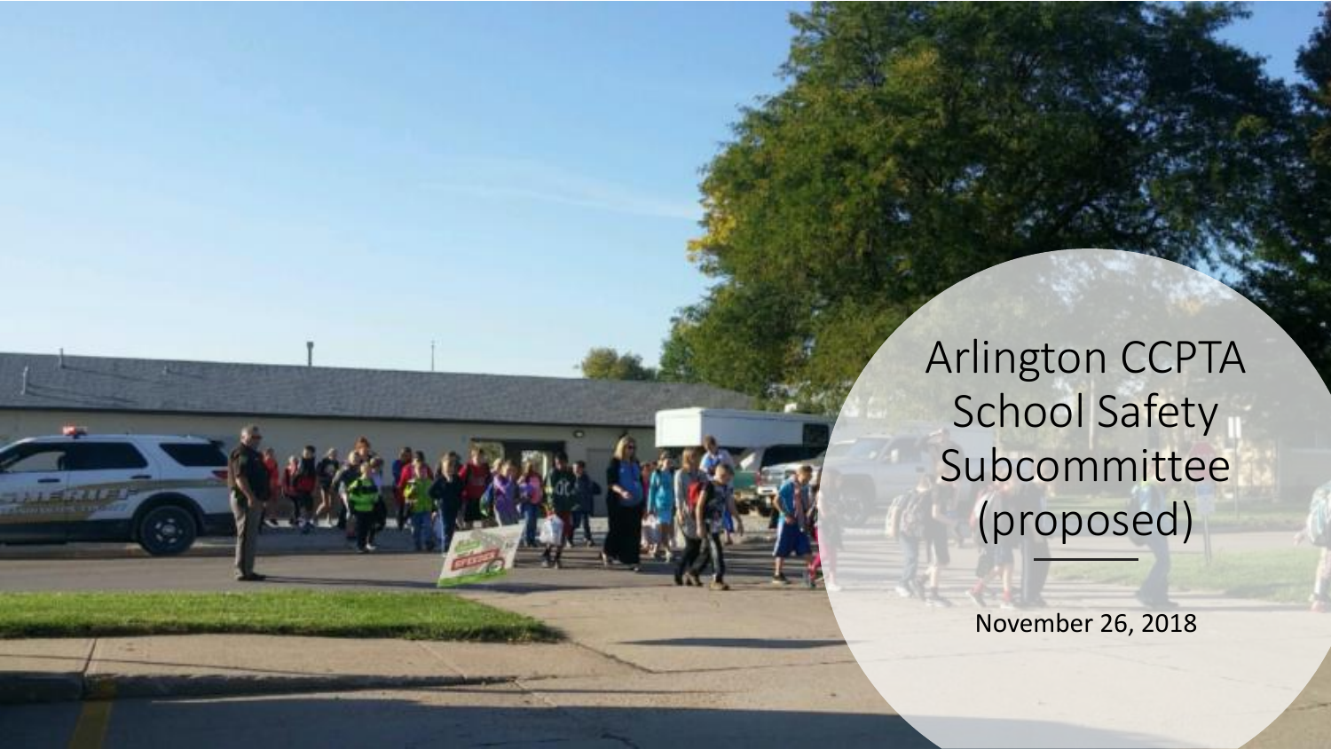# Arlington CCPTA School Safety Subcommittee (proposed)

November 26, 2018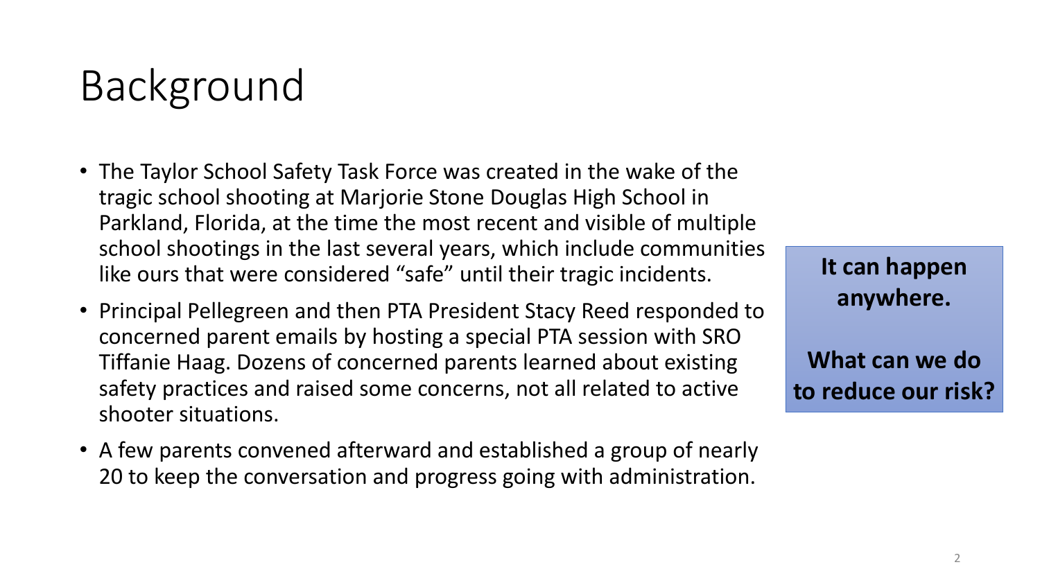# Background

- The Taylor School Safety Task Force was created in the wake of the tragic school shooting at Marjorie Stone Douglas High School in Parkland, Florida, at the time the most recent and visible of multiple school shootings in the last several years, which include communities like ours that were considered "safe" until their tragic incidents.
- Principal Pellegreen and then PTA President Stacy Reed responded to concerned parent emails by hosting a special PTA session with SRO Tiffanie Haag. Dozens of concerned parents learned about existing safety practices and raised some concerns, not all related to active shooter situations.
- A few parents convened afterward and established a group of nearly 20 to keep the conversation and progress going with administration.

**It can happen anywhere.**

**What can we do to reduce our risk?**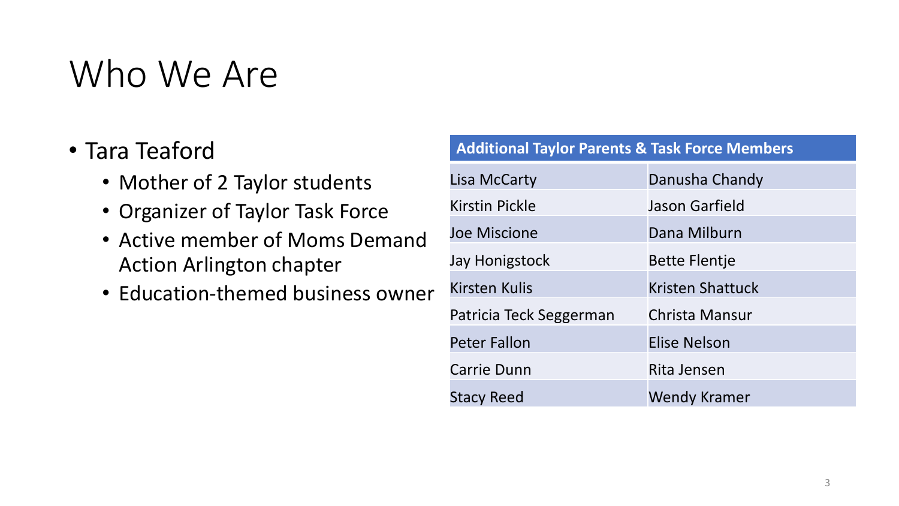# Who We Are

- Tara Teaford
  - Mother of 2 Taylor students
  - Organizer of Taylor Task Force
  - Active member of Moms Demand Action Arlington chapter
  - Education-themed business owner

| Additional Taylor Parents & Task Force Members | |
|---|---|
| Lisa McCarty | Danusha Chandy |
| Kirstin Pickle | Jason Garfield |
| Joe Miscione | Dana Milburn |
| Jay Honigstock | Bette Flentje |
| Kirsten Kulis | Kristen Shattuck |
| Patricia Teck Seggerman | Christa Mansur |
| Peter Fallon | Elise Nelson |
| Carrie Dunn | Rita Jensen |
| Stacy Reed | Wendy Kramer |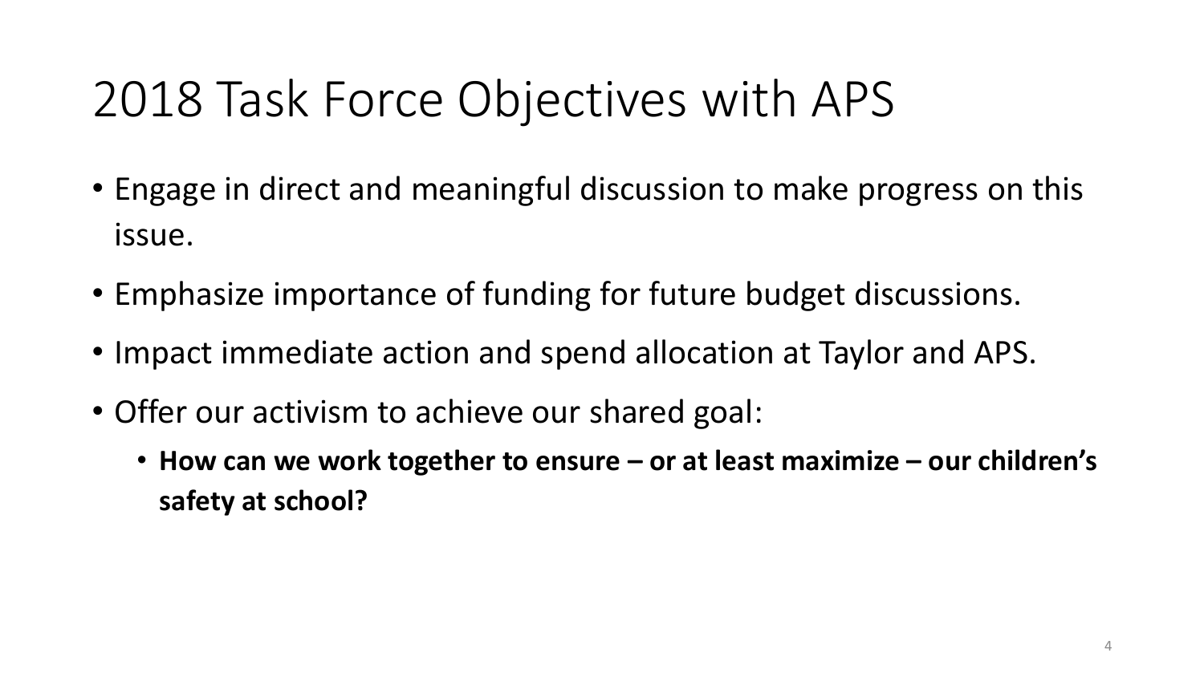# 2018 Task Force Objectives with APS

- Engage in direct and meaningful discussion to make progress on this issue.
- Emphasize importance of funding for future budget discussions.
- Impact immediate action and spend allocation at Taylor and APS.
- Offer our activism to achieve our shared goal:
  - **How can we work together to ensure – or at least maximize – our children's safety at school?**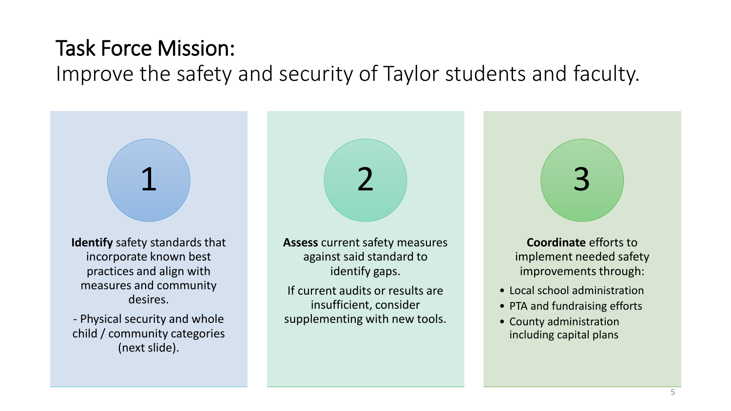# Task Force Mission:

## Improve the safety and security of Taylor students and faculty.

### 1

**Identify** safety standards that incorporate known best practices and align with measures and community desires.

- Physical security and whole child / community categories (next slide).

### 2

**Assess** current safety measures against said standard to identify gaps.

If current audits or results are insufficient, consider supplementing with new tools.

### 3

**Coordinate** efforts to implement needed safety improvements through:

- Local school administration
- PTA and fundraising efforts
- County administration including capital plans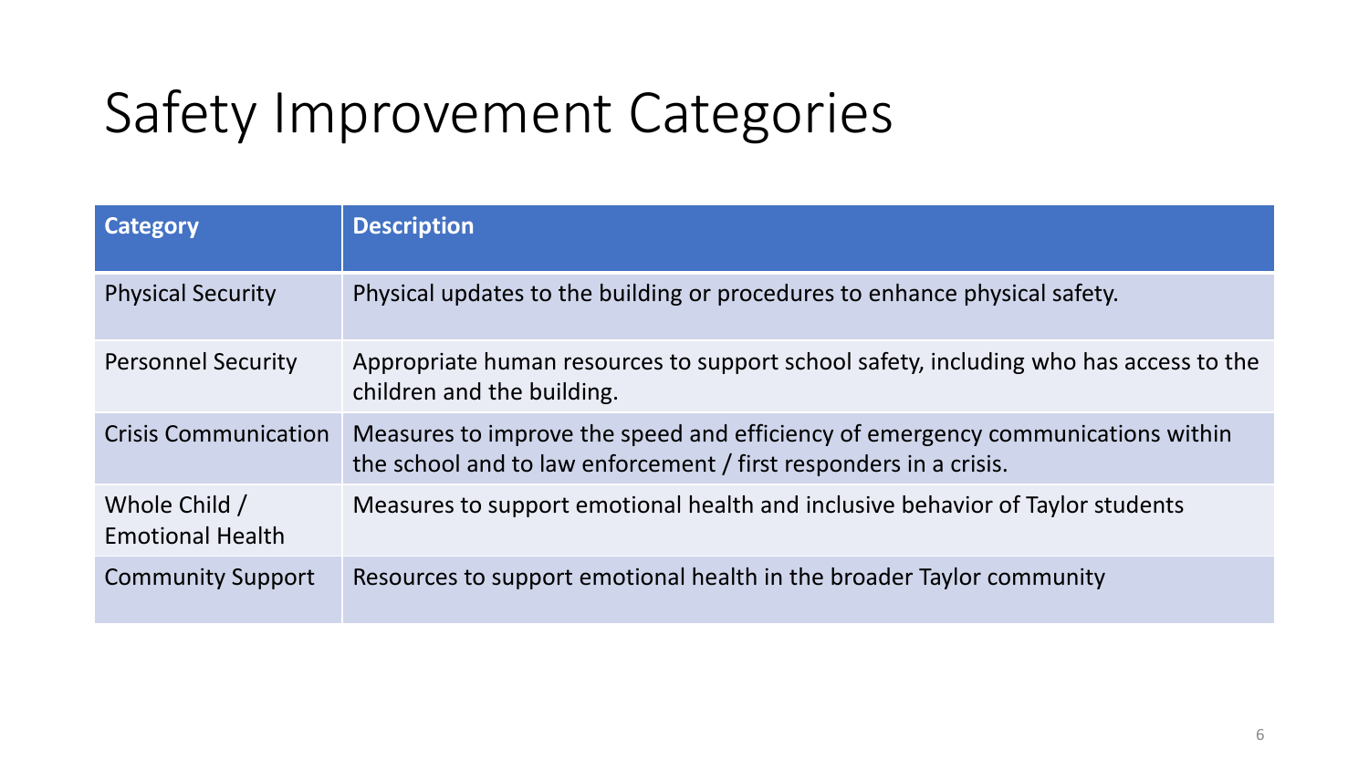# Safety Improvement Categories

| Category | Description |
| --- | --- |
| Physical Security | Physical updates to the building or procedures to enhance physical safety. |
| Personnel Security | Appropriate human resources to support school safety, including who has access to the children and the building. |
| Crisis Communication | Measures to improve the speed and efficiency of emergency communications within the school and to law enforcement / first responders in a crisis. |
| Whole Child / Emotional Health | Measures to support emotional health and inclusive behavior of Taylor students |
| Community Support | Resources to support emotional health in the broader Taylor community |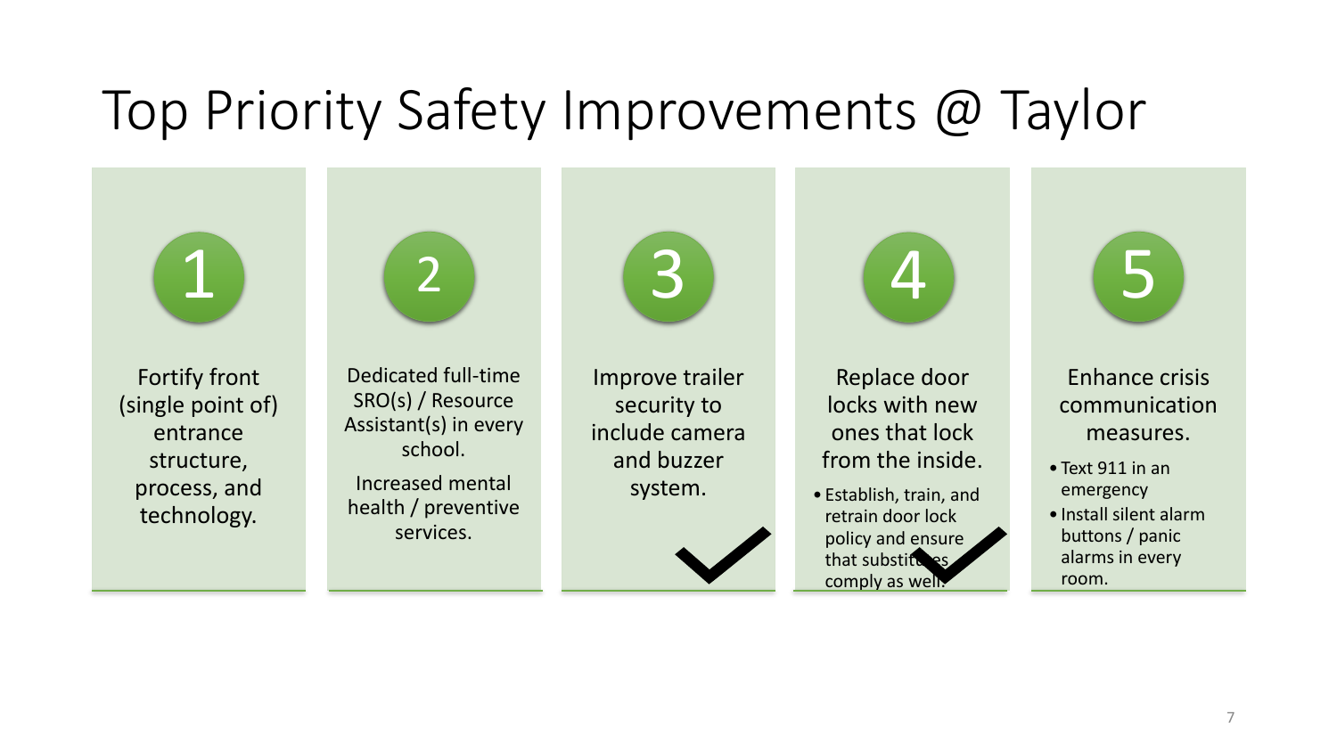# Top Priority Safety Improvements @ Taylor

## 1

Fortify front (single point of) entrance structure, process, and technology.

## 2

Dedicated full-time SRO(s) / Resource Assistant(s) in every school.

Increased mental health / preventive services.

## 3

Improve trailer security to include camera and buzzer system. ✓

## 4

Replace door locks with new ones that lock from the inside. ✓

- Establish, train, and retrain door lock policy and ensure that substitutes comply as well.

## 5

Enhance crisis communication measures.

- Text 911 in an emergency
- Install silent alarm buttons / panic alarms in every room.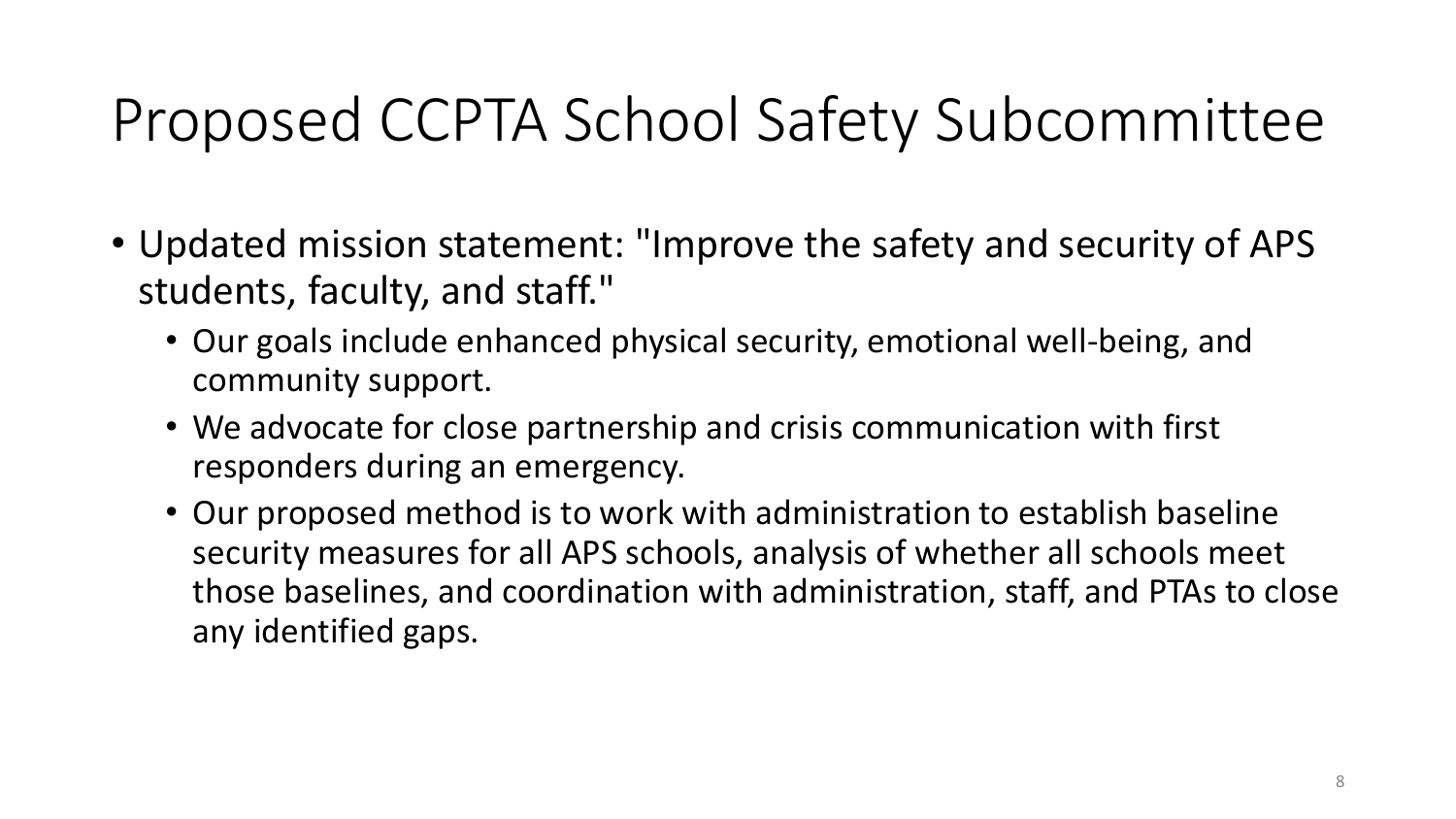# Proposed CCPTA School Safety Subcommittee

- Updated mission statement: "Improve the safety and security of APS students, faculty, and staff."
  - Our goals include enhanced physical security, emotional well-being, and community support.
  - We advocate for close partnership and crisis communication with first responders during an emergency.
  - Our proposed method is to work with administration to establish baseline security measures for all APS schools, analysis of whether all schools meet those baselines, and coordination with administration, staff, and PTAs to close any identified gaps.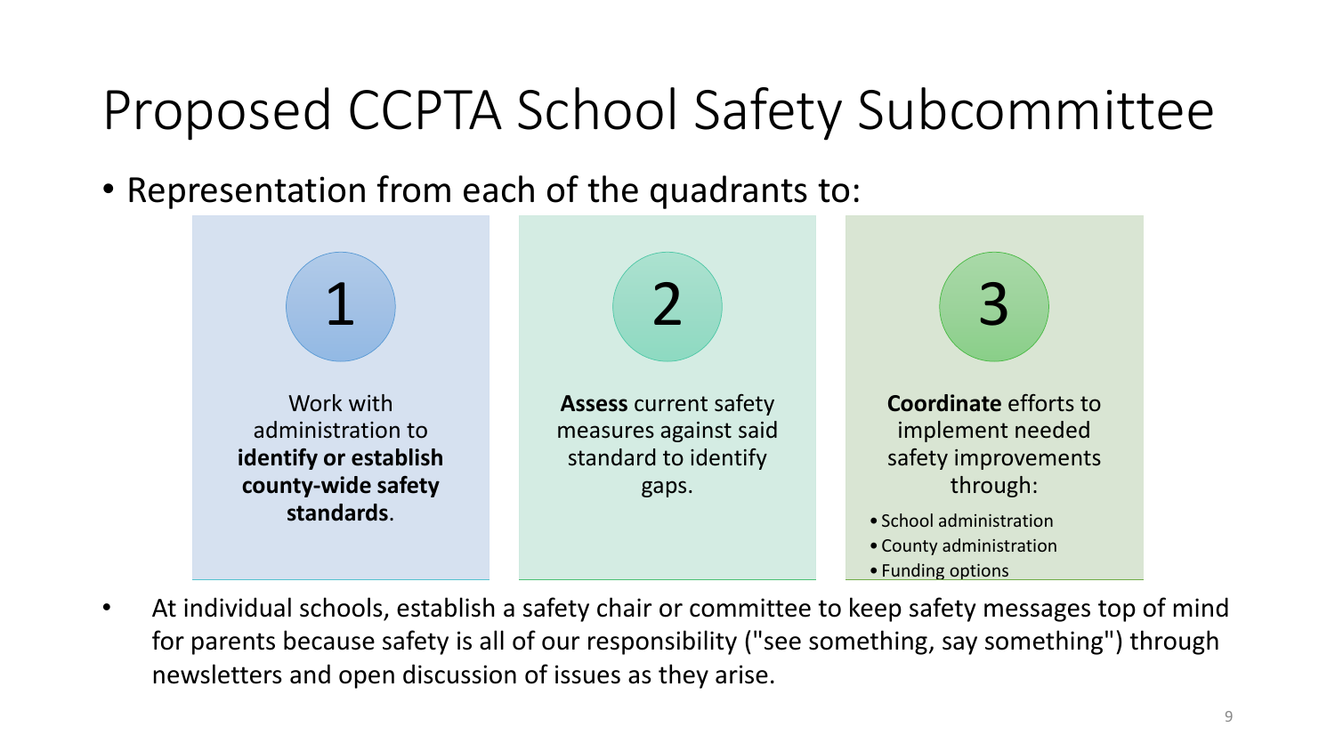# Proposed CCPTA School Safety Subcommittee

- Representation from each of the quadrants to:

1. Work with administration to **identify or establish county-wide safety standards**.
2. **Assess** current safety measures against said standard to identify gaps.
3. **Coordinate** efforts to implement needed safety improvements through:
   - School administration
   - County administration
   - Funding options

- At individual schools, establish a safety chair or committee to keep safety messages top of mind for parents because safety is all of our responsibility ("see something, say something") through newsletters and open discussion of issues as they arise.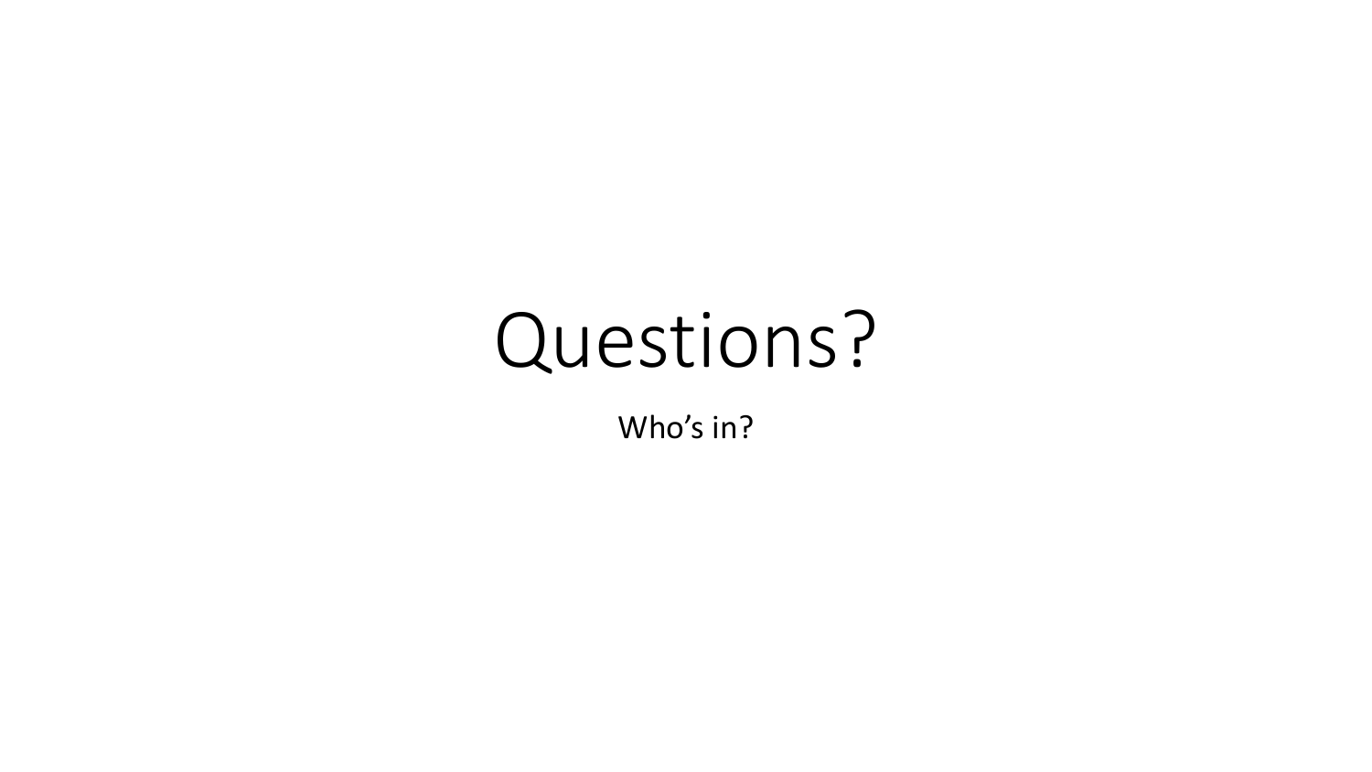# Questions?

Who’s in?